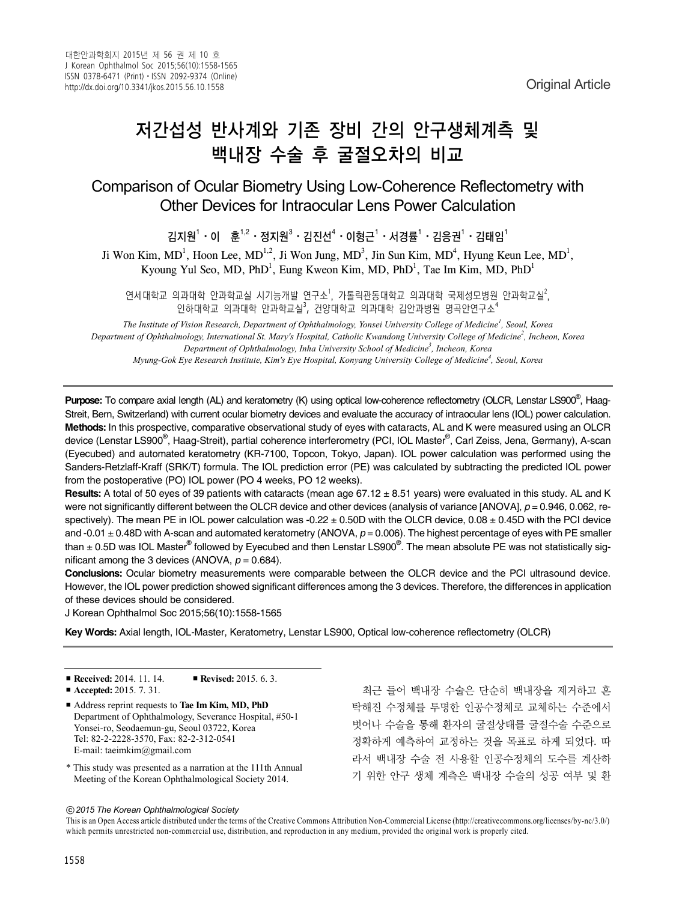Original Article

# 저간섭성 반사계와 기존 장비 간의 안구생체계측 및 백내장 수술 후 굴절오차의 비교

## Comparison of Ocular Biometry Using Low-Coherence Reflectometry with Other Devices for Intraocular Lens Power Calculation

김지원[1] · 이 훈[1,2] · 정지원[3] · 김진선[4] · 이형근[1] · 서경률[1] · 김응권[1] · 김태임[1]

Ji Won Kim, MD[1], Hoon Lee, MD[1,2], Ji Won Jung, MD[3], Jin Sun Kim, MD[4], Hyung Keun Lee, MD[1], Kyoung Yul Seo, MD, PhD[1], Eung Kweon Kim, MD, PhD[1], Tae Im Kim, MD, PhD[1]

연세대학교 의과대학 안과학교실 시기능개발 연구소[1], 가톨릭관동대학교 의과대학 국제성모병원 안과학교실[2], 인하대학교 의과대학 안과학교실[3], 건양대학교 의과대학 김안과병원 명곡안연구소[4]

*The Institute of Vision Research, Department of Ophthalmology, Yonsei University College of Medicine[1], Seoul, Korea*
*Department of Ophthalmology, International St. Mary's Hospital, Catholic Kwandong University College of Medicine[2], Incheon, Korea*
*Department of Ophthalmology, Inha University School of Medicine[3], Incheon, Korea*
*Myung-Gok Eye Research Institute, Kim's Eye Hospital, Konyang University College of Medicine[4], Seoul, Korea*

**Purpose:** To compare axial length (AL) and keratometry (K) using optical low-coherence reflectometry (OLCR, Lenstar LS900®, Haag-Streit, Bern, Switzerland) with current ocular biometry devices and evaluate the accuracy of intraocular lens (IOL) power calculation.

**Methods:** In this prospective, comparative observational study of eyes with cataracts, AL and K were measured using an OLCR device (Lenstar LS900®, Haag-Streit), partial coherence interferometry (PCI, IOL Master®, Carl Zeiss, Jena, Germany), A-scan (Eyecubed) and automated keratometry (KR-7100, Topcon, Tokyo, Japan). IOL power calculation was performed using the Sanders-Retzlaff-Kraff (SRK/T) formula. The IOL prediction error (PE) was calculated by subtracting the predicted IOL power from the postoperative (PO) IOL power (PO 4 weeks, PO 12 weeks).

**Results:** A total of 50 eyes of 39 patients with cataracts (mean age 67.12 ± 8.51 years) were evaluated in this study. AL and K were not significantly different between the OLCR device and other devices (analysis of variance [ANOVA], $p = 0.946$, $0.062$, respectively). The mean PE in IOL power calculation was -0.22 ± 0.50D with the OLCR device, 0.08 ± 0.45D with the PCI device and -0.01 ± 0.48D with A-scan and automated keratometry (ANOVA, $p = 0.006$). The highest percentage of eyes with PE smaller than ± 0.5D was IOL Master® followed by Eyecubed and then Lenstar LS900®. The mean absolute PE was not statistically significant among the 3 devices (ANOVA, $p = 0.684$).

**Conclusions:** Ocular biometry measurements were comparable between the OLCR device and the PCI ultrasound device. However, the IOL power prediction showed significant differences among the 3 devices. Therefore, the differences in application of these devices should be considered.

J Korean Ophthalmol Soc 2015;56(10):1558-1565

**Key Words:** Axial length, IOL-Master, Keratometry, Lenstar LS900, Optical low-coherence reflectometry (OLCR)

- **Received:** 2014. 11. 14. ■ **Revised:** 2015. 6. 3.
- **Accepted:** 2015. 7. 31.
- Address reprint requests to **Tae Im Kim, MD, PhD**
 Department of Ophthalmology, Severance Hospital, #50-1 Yonsei-ro, Seodaemun-gu, Seoul 03722, Korea
 Tel: 82-2-2228-3570, Fax: 82-2-312-0541
 E-mail: taeimkim@gmail.com

\* This study was presented as a narration at the 111th Annual Meeting of the Korean Ophthalmological Society 2014.

ⓒ 2015 The Korean Ophthalmological Society

This is an Open Access article distributed under the terms of the Creative Commons Attribution Non-Commercial License (http://creativecommons.org/licenses/by-nc/3.0/) which permits unrestricted non-commercial use, distribution, and reproduction in any medium, provided the original work is properly cited.

최근 들어 백내장 수술은 단순히 백내장을 제거하고 혼탁해진 수정체를 투명한 인공수정체로 교체하는 수준에서 벗어나 수술을 통해 환자의 굴절상태를 굴절수술 수준으로 정확하게 예측하여 교정하는 것을 목표로 하게 되었다. 따라서 백내장 수술 전 사용할 인공수정체의 도수를 계산하기 위한 안구 생체 계측은 백내장 수술의 성공 여부 및 환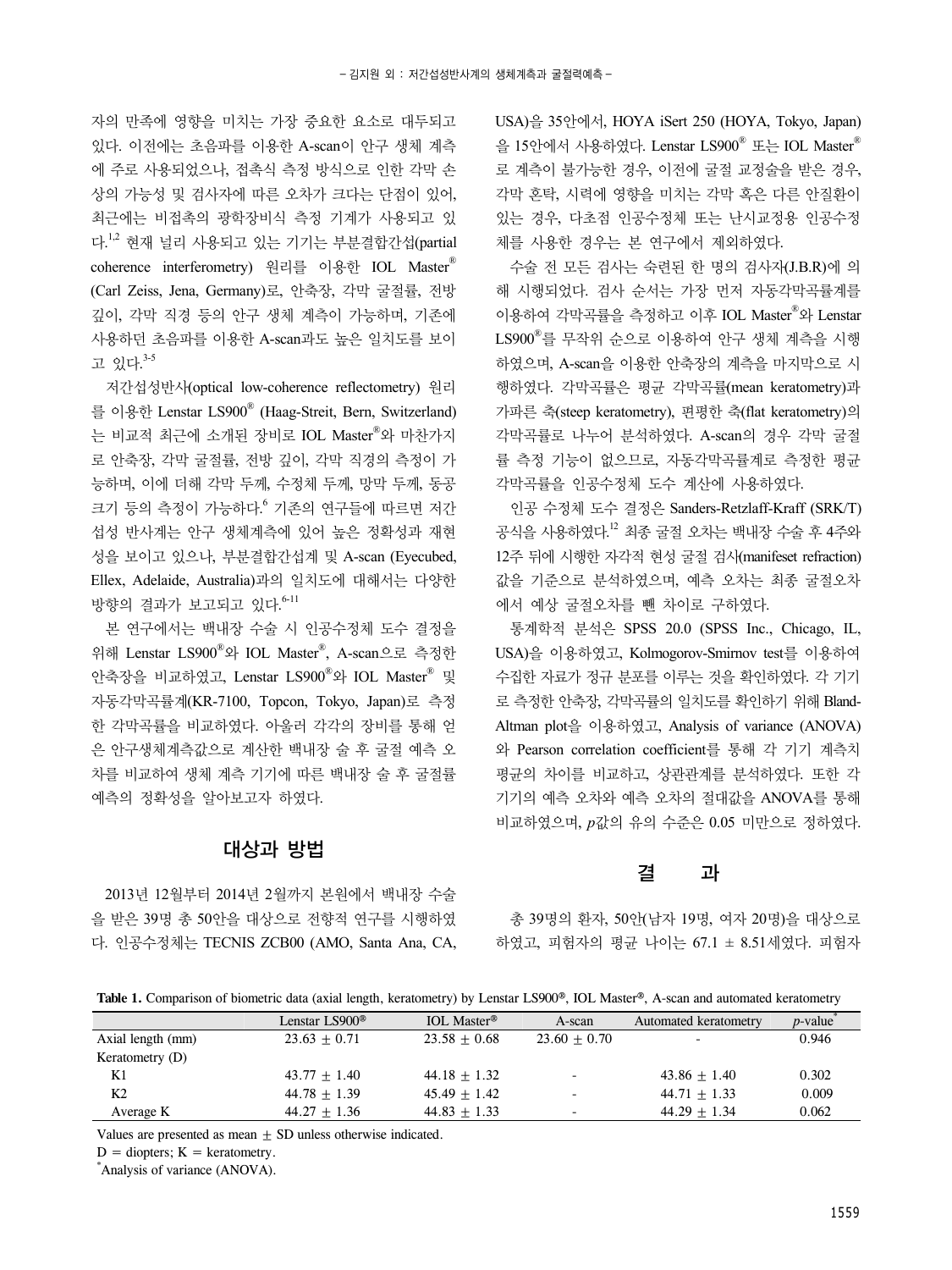자의 만족에 영향을 미치는 가장 중요한 요소로 대두되고 있다. 이전에는 초음파를 이용한 A-scan이 안구 생체 계측에 주로 사용되었으나, 접촉식 측정 방식으로 인한 각막 손상의 가능성 및 검사자에 따른 오차가 크다는 단점이 있어, 최근에는 비접촉의 광학장비식 측정 기계가 사용되고 있다.[1,2] 현재 널리 사용되고 있는 기기는 부분결합간섭(partial coherence interferometry) 원리를 이용한 IOL Master® (Carl Zeiss, Jena, Germany)로, 안축장, 각막 굴절률, 전방 깊이, 각막 직경 등의 안구 생체 계측이 가능하며, 기존에 사용하던 초음파를 이용한 A-scan과도 높은 일치도를 보이고 있다.[3-5]

저간섭성반사(optical low-coherence reflectometry) 원리를 이용한 Lenstar LS900® (Haag-Streit, Bern, Switzerland)는 비교적 최근에 소개된 장비로 IOL Master®와 마찬가지로 안축장, 각막 굴절률, 전방 깊이, 각막 직경의 측정이 가능하며, 이에 더해 각막 두께, 수정체 두께, 망막 두께, 동공 크기 등의 측정이 가능하다.[6] 기존의 연구들에 따르면 저간섭성 반사계는 안구 생체계측에 있어 높은 정확성과 재현성을 보이고 있으나, 부분결합간섭계 및 A-scan (Eyecubed, Ellex, Adelaide, Australia)과의 일치도에 대해서는 다양한 방향의 결과가 보고되고 있다.[6-11]

본 연구에서는 백내장 수술 시 인공수정체 도수 결정을 위해 Lenstar LS900®와 IOL Master®, A-scan으로 측정한 안축장을 비교하였고, Lenstar LS900®와 IOL Master® 및 자동각막곡률계(KR-7100, Topcon, Tokyo, Japan)로 측정한 각막곡률을 비교하였다. 아울러 각각의 장비를 통해 얻은 안구생체계측값으로 계산한 백내장 술 후 굴절 예측 오차를 비교하여 생체 계측 기기에 따른 백내장 술 후 굴절률 예측의 정확성을 알아보고자 하였다.

## 대상과 방법

2013년 12월부터 2014년 2월까지 본원에서 백내장 수술을 받은 39명 총 50안을 대상으로 전향적 연구를 시행하였다. 인공수정체는 TECNIS ZCB00 (AMO, Santa Ana, CA, USA)을 35안에서, HOYA iSert 250 (HOYA, Tokyo, Japan)을 15안에서 사용하였다. Lenstar LS900® 또는 IOL Master®로 계측이 불가능한 경우, 이전에 굴절 교정술을 받은 경우, 각막 혼탁, 시력에 영향을 미치는 각막 혹은 다른 안질환이 있는 경우, 다초점 인공수정체 또는 난시교정용 인공수정체를 사용한 경우는 본 연구에서 제외하였다.

수술 전 모든 검사는 숙련된 한 명의 검사자(J.B.R)에 의해 시행되었다. 검사 순서는 가장 먼저 자동각막곡률계를 이용하여 각막곡률을 측정하고 이후 IOL Master®와 Lenstar LS900®를 무작위 순으로 이용하여 안구 생체 계측을 시행하였으며, A-scan을 이용한 안축장의 계측을 마지막으로 시행하였다. 각막곡률은 평균 각막곡률(mean keratometry)과 가파른 축(steep keratometry), 편평한 축(flat keratometry)의 각막곡률로 나누어 분석하였다. A-scan의 경우 각막 굴절률 측정 기능이 없으므로, 자동각막곡률계로 측정한 평균 각막곡률을 인공수정체 도수 계산에 사용하였다.

인공 수정체 도수 결정은 Sanders-Retzlaff-Kraff (SRK/T) 공식을 사용하였다.[12] 최종 굴절 오차는 백내장 수술 후 4주와 12주 뒤에 시행한 자각적 현성 굴절 검사(manifeset refraction) 값을 기준으로 분석하였으며, 예측 오차는 최종 굴절오차에서 예상 굴절오차를 뺀 차이로 구하였다.

통계학적 분석은 SPSS 20.0 (SPSS Inc., Chicago, IL, USA)을 이용하였고, Kolmogorov-Smirnov test를 이용하여 수집한 자료가 정규 분포를 이루는 것을 확인하였다. 각 기기로 측정한 안축장, 각막곡률의 일치도를 확인하기 위해 Bland-Altman plot을 이용하였고, Analysis of variance (ANOVA)와 Pearson correlation coefficient를 통해 각 기기 계측치 평균의 차이를 비교하고, 상관관계를 분석하였다. 또한 각 기기의 예측 오차와 예측 오차의 절대값을 ANOVA를 통해 비교하였으며, *p*값의 유의 수준은 0.05 미만으로 정하였다.

## 결 과

총 39명의 환자, 50안(남자 19명, 여자 20명)을 대상으로 하였고, 피험자의 평균 나이는 67.1 ± 8.51세였다. 피험자

**Table 1.** Comparison of biometric data (axial length, keratometry) by Lenstar LS900®, IOL Master®, A-scan and automated keratometry

| | Lenstar LS900® | IOL Master® | A-scan | Automated keratometry | *p*-value* |
|---|---|---|---|---|---|
| Axial length (mm) | 23.63 ± 0.71 | 23.58 ± 0.68 | 23.60 ± 0.70 | - | 0.946 |
| Keratometry (D) | | | | | |
| K1 | 43.77 ± 1.40 | 44.18 ± 1.32 | - | 43.86 ± 1.40 | 0.302 |
| K2 | 44.78 ± 1.39 | 45.49 ± 1.42 | - | 44.71 ± 1.33 | 0.009 |
| Average K | 44.27 ± 1.36 | 44.83 ± 1.33 | - | 44.29 ± 1.34 | 0.062 |

Values are presented as mean ± SD unless otherwise indicated.

D = diopters; K = keratometry.

*Analysis of variance (ANOVA).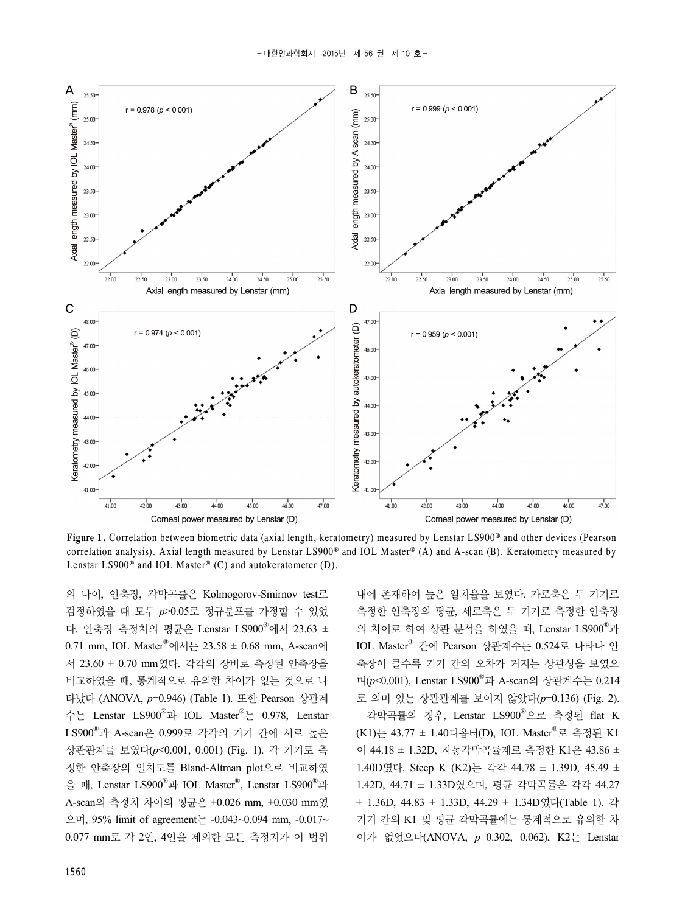Figure 1. Correlation between biometric data (axial length, keratometry) measured by Lenstar LS900® and other devices (Pearson correlation analysis). Axial length measured by Lenstar LS900® and IOL Master® (A) and A-scan (B). Keratometry measured by Lenstar LS900® and IOL Master® (C) and autokeratometer (D).

의 나이, 안축장, 각막곡률은 Kolmogorov-Smirnov test로 검정하였을 때 모두 $p$>0.05로 정규분포를 가정할 수 있었다. 안축장 측정치의 평균은 Lenstar LS900®에서 23.63 ± 0.71 mm, IOL Master®에서는 23.58 ± 0.68 mm, A-scan에서 23.60 ± 0.70 mm였다. 각각의 장비로 측정된 안축장을 비교하였을 때, 통계적으로 유의한 차이가 없는 것으로 나타났다 (ANOVA, $p$=0.946) (Table 1). 또한 Pearson 상관계수는 Lenstar LS900®과 IOL Master®는 0.978, Lenstar LS900®과 A-scan은 0.999로 각각의 기기 간에 서로 높은 상관관계를 보였다($p$<0.001, 0.001) (Fig. 1). 각 기기로 측정한 안축장의 일치도를 Bland-Altman plot으로 비교하였을 때, Lenstar LS900®과 IOL Master®, Lenstar LS900®과 A-scan의 측정치 차이의 평균은 +0.026 mm, +0.030 mm였으며, 95% limit of agreement는 -0.043~0.094 mm, -0.017~0.077 mm로 각 2안, 4안을 제외한 모든 측정치가 이 범위 내에 존재하여 높은 일치율을 보였다. 가로축은 두 기기로 측정한 안축장의 평균, 세로축은 두 기기로 측정한 안축장의 차이로 하여 상관 분석을 하였을 때, Lenstar LS900®과 IOL Master® 간에 Pearson 상관계수는 0.524로 나타나 안축장이 클수록 기기 간의 오차가 커지는 상관성을 보였으며($p$<0.001), Lenstar LS900®과 A-scan의 상관계수는 0.214로 의미 있는 상관관계를 보이지 않았다($p$=0.136) (Fig. 2).

각막곡률의 경우, Lenstar LS900®으로 측정된 flat K (K1)는 43.77 ± 1.40디옵터(D), IOL Master®로 측정된 K1이 44.18 ± 1.32D, 자동각막곡률계로 측정한 K1은 43.86 ± 1.40D였다. Steep K (K2)는 각각 44.78 ± 1.39D, 45.49 ± 1.42D, 44.71 ± 1.33D였으며, 평균 각막곡률은 각각 44.27 ± 1.36D, 44.83 ± 1.33D, 44.29 ± 1.34D였다(Table 1). 각 기기 간의 K1 및 평균 각막곡률에는 통계적으로 유의한 차이가 없었으나(ANOVA, $p$=0.302, 0.062), K2는 Lenstar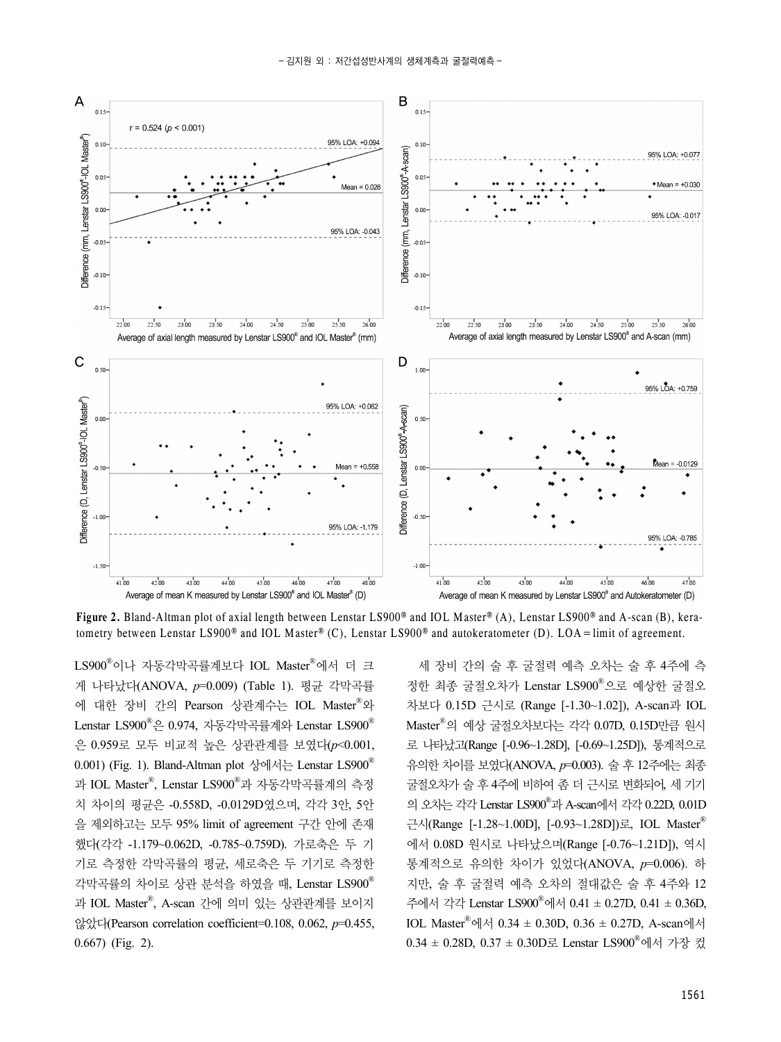**Figure 2.** Bland-Altman plot of axial length between Lenstar LS900® and IOL Master® (A), Lenstar LS900® and A-scan (B), keratometry between Lenstar LS900® and IOL Master® (C), Lenstar LS900® and autokeratometer (D). LOA = limit of agreement.

LS900®이나 자동각막곡률계보다 IOL Master®에서 더 크게 나타났다(ANOVA, $p$=0.009) (Table 1). 평균 각막곡률에 대한 장비 간의 Pearson 상관계수는 IOL Master®와 Lenstar LS900®은 0.974, 자동각막곡률계와 Lenstar LS900®은 0.959로 모두 비교적 높은 상관관계를 보였다($p$<0.001, 0.001) (Fig. 1). Bland-Altman plot 상에서는 Lenstar LS900®과 IOL Master®, Lenstar LS900®과 자동각막곡률계의 측정치 차이의 평균은 -0.558D, -0.0129D였으며, 각각 3안, 5안을 제외하고는 모두 95% limit of agreement 구간 안에 존재했다(각각 -1.179~0.062D, -0.785~0.759D). 가로축은 두 기기로 측정한 각막곡률의 평균, 세로축은 두 기기로 측정한 각막곡률의 차이로 상관 분석을 하였을 때, Lenstar LS900®과 IOL Master®, A-scan 간에 의미 있는 상관관계를 보이지 않았다(Pearson correlation coefficient=0.108, 0.062, $p$=0.455, 0.667) (Fig. 2).

세 장비 간의 술 후 굴절력 예측 오차는 술 후 4주에 측정한 최종 굴절오차가 Lenstar LS900®으로 예상한 굴절오차보다 0.15D 근시로 (Range [-1.30~1.02]), A-scan과 IOL Master®의 예상 굴절오차보다는 각각 0.07D, 0.15D만큼 원시로 나타났고(Range [-0.96~1.28D], [-0.69~1.25D]), 통계적으로 유의한 차이를 보였다(ANOVA, $p$=0.003). 술 후 12주에는 최종 굴절오차가 술 후 4주에 비하여 좀 더 근시로 변화되어, 세 기기의 오차는 각각 Lenstar LS900®과 A-scan에서 각각 0.22D, 0.01D 근시(Range [-1.28~1.00D], [-0.93~1.28D])로, IOL Master®에서 0.08D 원시로 나타났으며(Range [-0.76~1.21D]), 역시 통계적으로 유의한 차이가 있었다(ANOVA, $p$=0.006). 하지만, 술 후 굴절력 예측 오차의 절대값은 술 후 4주와 12주에서 각각 Lenstar LS900®에서 0.41 ± 0.27D, 0.41 ± 0.36D, IOL Master®에서 0.34 ± 0.30D, 0.36 ± 0.27D, A-scan에서 0.34 ± 0.28D, 0.37 ± 0.30D로 Lenstar LS900®에서 가장 컸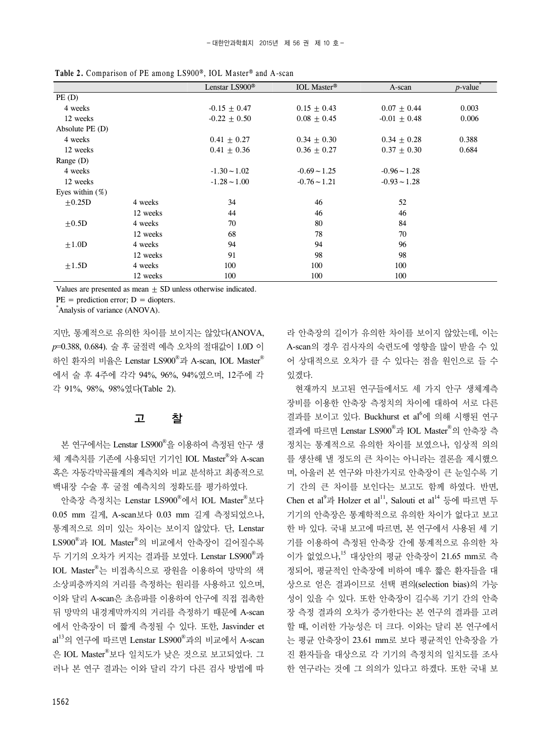**Table 2.** Comparison of PE among LS900®, IOL Master® and A-scan

| | | Lenstar LS900® | IOL Master® | A-scan | $p$-value* |
|---|---|---|---|---|---|
| PE (D) | | | | | |
| 4 weeks | | -0.15 ± 0.47 | 0.15 ± 0.43 | 0.07 ± 0.44 | 0.003 |
| 12 weeks | | -0.22 ± 0.50 | 0.08 ± 0.45 | -0.01 ± 0.48 | 0.006 |
| Absolute PE (D) | | | | | |
| 4 weeks | | 0.41 ± 0.27 | 0.34 ± 0.30 | 0.34 ± 0.28 | 0.388 |
| 12 weeks | | 0.41 ± 0.36 | 0.36 ± 0.27 | 0.37 ± 0.30 | 0.684 |
| Range (D) | | | | | |
| 4 weeks | | -1.30 ~ 1.02 | -0.69 ~ 1.25 | -0.96 ~ 1.28 | |
| 12 weeks | | -1.28 ~ 1.00 | -0.76 ~ 1.21 | -0.93 ~ 1.28 | |
| Eyes within (%) | | | | | |
| ±0.25D | 4 weeks | 34 | 46 | 52 | |
| | 12 weeks | 44 | 46 | 46 | |
| ±0.5D | 4 weeks | 70 | 80 | 84 | |
| | 12 weeks | 68 | 78 | 70 | |
| ±1.0D | 4 weeks | 94 | 94 | 96 | |
| | 12 weeks | 91 | 98 | 98 | |
| ±1.5D | 4 weeks | 100 | 100 | 100 | |
| | 12 weeks | 100 | 100 | 100 | |

Values are presented as mean ± SD unless otherwise indicated.
PE = prediction error; D = diopters.
*Analysis of variance (ANOVA).

지만, 통계적으로 유의한 차이를 보이지는 않았다(ANOVA, $p$=0.388, 0.684). 술 후 굴절력 예측 오차의 절대값이 1.0D 이하인 환자의 비율은 Lenstar LS900®과 A-scan, IOL Master®에서 술 후 4주에 각각 94%, 96%, 94%였으며, 12주에 각각 91%, 98%, 98%였다(Table 2).

## 고 찰

본 연구에서는 Lenstar LS900®을 이용하여 측정된 안구 생체 계측치를 기존에 사용되던 기기인 IOL Master®와 A-scan 혹은 자동각막곡률계의 계측치와 비교 분석하고 최종적으로 백내장 수술 후 굴절 예측치의 정확도를 평가하였다.

안축장 측정치는 Lenstar LS900®에서 IOL Master®보다 0.05 mm 길게, A-scan보다 0.03 mm 길게 측정되었으나, 통계적으로 의미 있는 차이는 보이지 않았다. 단, Lenstar LS900®과 IOL Master®의 비교에서 안축장이 길어질수록 두 기기의 오차가 커지는 결과를 보였다. Lenstar LS900®과 IOL Master®는 비접촉식으로 광원을 이용하여 망막의 색소상피층까지의 거리를 측정하는 원리를 사용하고 있으며, 이와 달리 A-scan은 초음파를 이용하여 안구에 직접 접촉한 뒤 망막의 내경계막까지의 거리를 측정하기 때문에 A-scan에서 안축장이 더 짧게 측정될 수 있다. 또한, Jasvinder et al[13]의 연구에 따르면 Lenstar LS900®과의 비교에서 A-scan은 IOL Master®보다 일치도가 낮은 것으로 보고되었다. 그러나 본 연구 결과는 이와 달리 각기 다른 검사 방법에 따라 안축장의 길이가 유의한 차이를 보이지 않았는데, 이는 A-scan의 경우 검사자의 숙련도에 영향을 많이 받을 수 있어 상대적으로 오차가 클 수 있다는 점을 원인으로 들 수 있겠다.

현재까지 보고된 연구들에서도 세 가지 안구 생체계측 장비를 이용한 안축장 측정치의 차이에 대하여 서로 다른 결과를 보이고 있다. Buckhurst et al[6]에 의해 시행된 연구 결과에 따르면 Lenstar LS900®과 IOL Master®의 안축장 측정치는 통계적으로 유의한 차이를 보였으나, 임상적 의의를 생산해 낼 정도의 큰 차이는 아니라는 결론을 제시했으며, 아울러 본 연구와 마찬가지로 안축장이 큰 눈일수록 기기 간의 큰 차이를 보인다는 보고도 함께 하였다. 반면, Chen et al[9]과 Holzer et al[11], Salouti et al[14] 등에 따르면 두 기기의 안축장은 통계학적으로 유의한 차이가 없다고 보고한 바 있다. 국내 보고에 따르면, 본 연구에서 사용된 세 기기를 이용하여 측정된 안축장 간에 통계적으로 유의한 차이가 없었으나,[15] 대상안의 평균 안축장이 21.65 mm로 측정되어, 평균적인 안축장에 비하여 매우 짧은 환자들을 대상으로 얻은 결과이므로 선택 편의(selection bias)의 가능성이 있을 수 있다. 또한 안축장이 길수록 기기 간의 안축장 측정 결과의 오차가 증가한다는 본 연구의 결과를 고려할 때, 이러한 가능성은 더 크다. 이와는 달리 본 연구에서는 평균 안축장이 23.61 mm로 보다 평균적인 안축장을 가진 환자들을 대상으로 각 기기의 측정치의 일치도를 조사한 연구라는 것에 그 의의가 있다고 하겠다. 또한 국내 보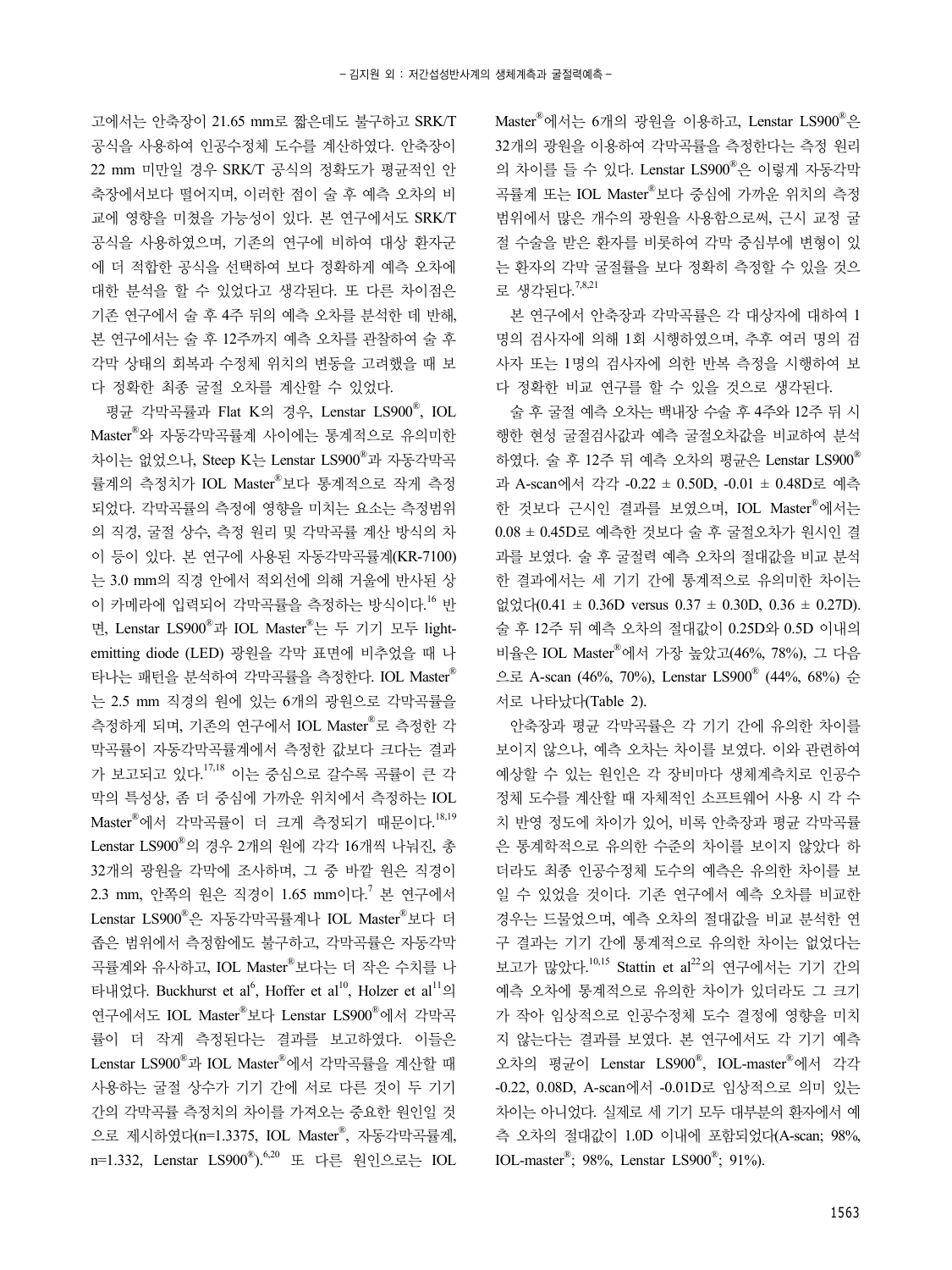고에서는 안축장이 21.65 mm로 짧은데도 불구하고 SRK/T 공식을 사용하여 인공수정체 도수를 계산하였다. 안축장이 22 mm 미만일 경우 SRK/T 공식의 정확도가 평균적인 안축장에서보다 떨어지며, 이러한 점이 술 후 예측 오차의 비교에 영향을 미쳤을 가능성이 있다. 본 연구에서도 SRK/T 공식을 사용하였으며, 기존의 연구에 비하여 대상 환자군에 더 적합한 공식을 선택하여 보다 정확하게 예측 오차에 대한 분석을 할 수 있었다고 생각된다. 또 다른 차이점은 기존 연구에서 술 후 4주 뒤의 예측 오차를 분석한 데 반해, 본 연구에서는 술 후 12주까지 예측 오차를 관찰하여 술 후 각막 상태의 회복과 수정체 위치의 변동을 고려했을 때 보다 정확한 최종 굴절 오차를 계산할 수 있었다.

평균 각막곡률과 Flat K의 경우, Lenstar LS900®, IOL Master®와 자동각막곡률계 사이에는 통계적으로 유의미한 차이는 없었으나, Steep K는 Lenstar LS900®과 자동각막곡률계의 측정치가 IOL Master®보다 통계적으로 작게 측정되었다. 각막곡률의 측정에 영향을 미치는 요소는 측정범위의 직경, 굴절 상수, 측정 원리 및 각막곡률 계산 방식의 차이 등이 있다. 본 연구에 사용된 자동각막곡률계(KR-7100)는 3.0 mm의 직경 안에서 적외선에 의해 거울에 반사된 상이 카메라에 입력되어 각막곡률을 측정하는 방식이다.[16] 반면, Lenstar LS900®과 IOL Master®는 두 기기 모두 light-emitting diode (LED) 광원을 각막 표면에 비추었을 때 나타나는 패턴을 분석하여 각막곡률을 측정한다. IOL Master®는 2.5 mm 직경의 원에 있는 6개의 광원으로 각막곡률을 측정하게 되며, 기존의 연구에서 IOL Master®로 측정한 각막곡률이 자동각막곡률계에서 측정한 값보다 크다는 결과가 보고되고 있다.[17,18] 이는 중심으로 갈수록 곡률이 큰 각막의 특성상, 좀 더 중심에 가까운 위치에서 측정하는 IOL Master®에서 각막곡률이 더 크게 측정되기 때문이다.[18,19] Lenstar LS900®의 경우 2개의 원에 각각 16개씩 나눠진, 총 32개의 광원을 각막에 조사하며, 그 중 바깥 원은 직경이 2.3 mm, 안쪽의 원은 직경이 1.65 mm이다.[7] 본 연구에서 Lenstar LS900®은 자동각막곡률계나 IOL Master®보다 더 좁은 범위에서 측정함에도 불구하고, 각막곡률은 자동각막곡률계와 유사하고, IOL Master®보다는 더 작은 수치를 나타내었다. Buckhurst et al[6], Hoffer et al[10], Holzer et al[11]의 연구에서도 IOL Master®보다 Lenstar LS900®에서 각막곡률이 더 작게 측정된다는 결과를 보고하였다. 이들은 Lenstar LS900®과 IOL Master®에서 각막곡률을 계산할 때 사용하는 굴절 상수가 기기 간에 서로 다른 것이 두 기기 간의 각막곡률 측정치의 차이를 가져오는 중요한 원인일 것으로 제시하였다(n=1.3375, IOL Master®, 자동각막곡률계, n=1.332, Lenstar LS900®).[6,20] 또 다른 원인으로는 IOL Master®에서는 6개의 광원을 이용하고, Lenstar LS900®은 32개의 광원을 이용하여 각막곡률을 측정한다는 측정 원리의 차이를 들 수 있다. Lenstar LS900®은 이렇게 자동각막곡률계 또는 IOL Master®보다 중심에 가까운 위치의 측정 범위에서 많은 개수의 광원을 사용함으로써, 근시 교정 굴절 수술을 받은 환자를 비롯하여 각막 중심부에 변형이 있는 환자의 각막 굴절률을 보다 정확히 측정할 수 있을 것으로 생각된다.[7,8,21]

본 연구에서 안축장과 각막곡률은 각 대상자에 대하여 1명의 검사자에 의해 1회 시행하였으며, 추후 여러 명의 검사자 또는 1명의 검사자에 의한 반복 측정을 시행하여 보다 정확한 비교 연구를 할 수 있을 것으로 생각된다.

술 후 굴절 예측 오차는 백내장 수술 후 4주와 12주 뒤 시행한 현성 굴절검사값과 예측 굴절오차값을 비교하여 분석하였다. 술 후 12주 뒤 예측 오차의 평균은 Lenstar LS900®과 A-scan에서 각각 -0.22 ± 0.50D, -0.01 ± 0.48D로 예측한 것보다 근시인 결과를 보였으며, IOL Master®에서는 0.08 ± 0.45D로 예측한 것보다 술 후 굴절오차가 원시인 결과를 보였다. 술 후 굴절력 예측 오차의 절대값을 비교 분석한 결과에서는 세 기기 간에 통계적으로 유의미한 차이는 없었다(0.41 ± 0.36D versus 0.37 ± 0.30D, 0.36 ± 0.27D). 술 후 12주 뒤 예측 오차의 절대값이 0.25D와 0.5D 이내의 비율은 IOL Master®에서 가장 높았고(46%, 78%), 그 다음으로 A-scan (46%, 70%), Lenstar LS900® (44%, 68%) 순서로 나타났다(Table 2).

안축장과 평균 각막곡률은 각 기기 간에 유의한 차이를 보이지 않으나, 예측 오차는 차이를 보였다. 이와 관련하여 예상할 수 있는 원인은 각 장비마다 생체계측치로 인공수정체 도수를 계산할 때 자체적인 소프트웨어 사용 시 각 수치 반영 정도에 차이가 있어, 비록 안축장과 평균 각막곡률은 통계학적으로 유의한 수준의 차이를 보이지 않았다 하더라도 최종 인공수정체 도수의 예측은 유의한 차이를 보일 수 있었을 것이다. 기존 연구에서 예측 오차를 비교한 경우는 드물었으며, 예측 오차의 절대값을 비교 분석한 연구 결과는 기기 간에 통계적으로 유의한 차이는 없었다는 보고가 많았다.[10,15] Stattin et al[22]의 연구에서는 기기 간의 예측 오차에 통계적으로 유의한 차이가 있더라도 그 크기가 작아 임상적으로 인공수정체 도수 결정에 영향을 미치지 않는다는 결과를 보였다. 본 연구에서도 각 기기 예측 오차의 평균이 Lenstar LS900®, IOL-master®에서 각각 -0.22, 0.08D, A-scan에서 -0.01D로 임상적으로 의미 있는 차이는 아니었다. 실제로 세 기기 모두 대부분의 환자에서 예측 오차의 절대값이 1.0D 이내에 포함되었다(A-scan; 98%, IOL-master®; 98%, Lenstar LS900®; 91%).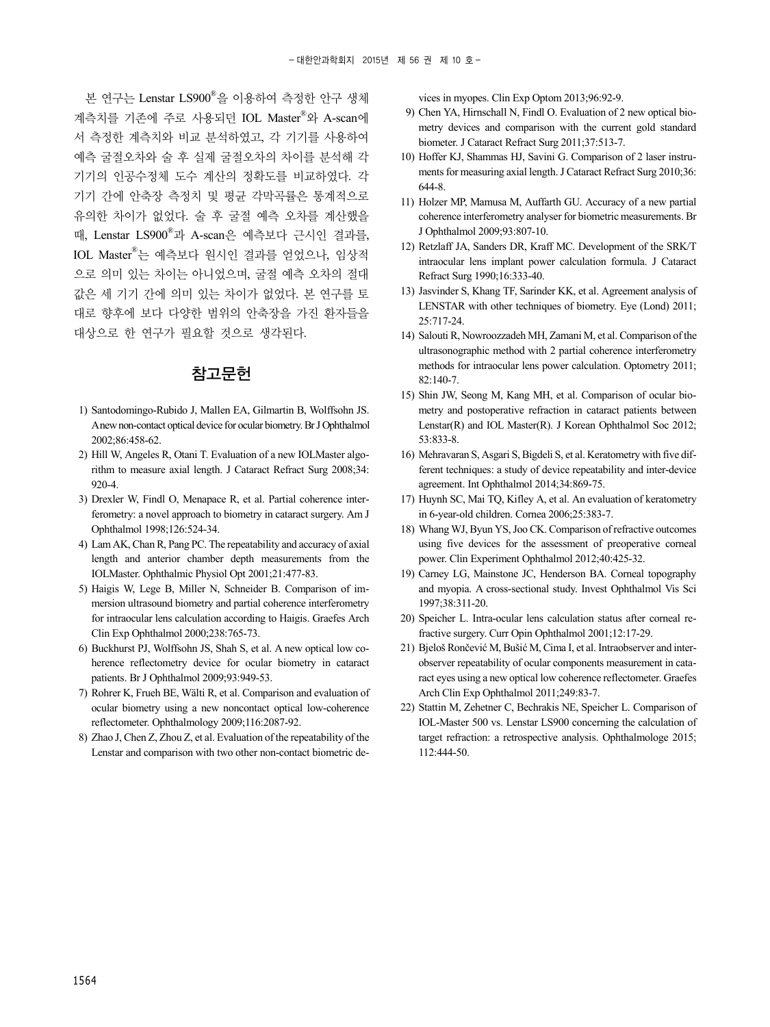본 연구는 Lenstar LS900®을 이용하여 측정한 안구 생체 계측치를 기존에 주로 사용되던 IOL Master®와 A-scan에서 측정한 계측치와 비교 분석하였고, 각 기기를 사용하여 예측 굴절오차와 술 후 실제 굴절오차의 차이를 분석해 각 기기의 인공수정체 도수 계산의 정확도를 비교하였다. 각 기기 간에 안축장 측정치 및 평균 각막곡률은 통계적으로 유의한 차이가 없었다. 술 후 굴절 예측 오차를 계산했을 때, Lenstar LS900®과 A-scan은 예측보다 근시인 결과를, IOL Master®는 예측보다 원시인 결과를 얻었으나, 임상적으로 의미 있는 차이는 아니었으며, 굴절 예측 오차의 절대값은 세 기기 간에 의미 있는 차이가 없었다. 본 연구를 토대로 향후에 보다 다양한 범위의 안축장을 가진 환자들을 대상으로 한 연구가 필요할 것으로 생각된다.

## 참고문헌

1) Santodomingo-Rubido J, Mallen EA, Gilmartin B, Wolffsohn JS. A new non-contact optical device for ocular biometry. Br J Ophthalmol 2002;86:458-62.
2) Hill W, Angeles R, Otani T. Evaluation of a new IOLMaster algorithm to measure axial length. J Cataract Refract Surg 2008;34:920-4.
3) Drexler W, Findl O, Menapace R, et al. Partial coherence interferometry: a novel approach to biometry in cataract surgery. Am J Ophthalmol 1998;126:524-34.
4) Lam AK, Chan R, Pang PC. The repeatability and accuracy of axial length and anterior chamber depth measurements from the IOLMaster. Ophthalmic Physiol Opt 2001;21:477-83.
5) Haigis W, Lege B, Miller N, Schneider B. Comparison of immersion ultrasound biometry and partial coherence interferometry for intraocular lens calculation according to Haigis. Graefes Arch Clin Exp Ophthalmol 2000;238:765-73.
6) Buckhurst PJ, Wolffsohn JS, Shah S, et al. A new optical low coherence reflectometry device for ocular biometry in cataract patients. Br J Ophthalmol 2009;93:949-53.
7) Rohrer K, Frueh BE, Wälti R, et al. Comparison and evaluation of ocular biometry using a new noncontact optical low-coherence reflectometer. Ophthalmology 2009;116:2087-92.
8) Zhao J, Chen Z, Zhou Z, et al. Evaluation of the repeatability of the Lenstar and comparison with two other non-contact biometric devices in myopes. Clin Exp Optom 2013;96:92-9.
9) Chen YA, Hirnschall N, Findl O. Evaluation of 2 new optical biometry devices and comparison with the current gold standard biometer. J Cataract Refract Surg 2011;37:513-7.
10) Hoffer KJ, Shammas HJ, Savini G. Comparison of 2 laser instruments for measuring axial length. J Cataract Refract Surg 2010;36:644-8.
11) Holzer MP, Mamusa M, Auffarth GU. Accuracy of a new partial coherence interferometry analyser for biometric measurements. Br J Ophthalmol 2009;93:807-10.
12) Retzlaff JA, Sanders DR, Kraff MC. Development of the SRK/T intraocular lens implant power calculation formula. J Cataract Refract Surg 1990;16:333-40.
13) Jasvinder S, Khang TF, Sarinder KK, et al. Agreement analysis of LENSTAR with other techniques of biometry. Eye (Lond) 2011;25:717-24.
14) Salouti R, Nowroozzadeh MH, Zamani M, et al. Comparison of the ultrasonographic method with 2 partial coherence interferometry methods for intraocular lens power calculation. Optometry 2011;82:140-7.
15) Shin JW, Seong M, Kang MH, et al. Comparison of ocular biometry and postoperative refraction in cataract patients between Lenstar(R) and IOL Master(R). J Korean Ophthalmol Soc 2012;53:833-8.
16) Mehravaran S, Asgari S, Bigdeli S, et al. Keratometry with five different techniques: a study of device repeatability and inter-device agreement. Int Ophthalmol 2014;34:869-75.
17) Huynh SC, Mai TQ, Kifley A, et al. An evaluation of keratometry in 6-year-old children. Cornea 2006;25:383-7.
18) Whang WJ, Byun YS, Joo CK. Comparison of refractive outcomes using five devices for the assessment of preoperative corneal power. Clin Experiment Ophthalmol 2012;40:425-32.
19) Carney LG, Mainstone JC, Henderson BA. Corneal topography and myopia. A cross-sectional study. Invest Ophthalmol Vis Sci 1997;38:311-20.
20) Speicher L. Intra-ocular lens calculation status after corneal refractive surgery. Curr Opin Ophthalmol 2001;12:17-29.
21) Bjeloš Rončević M, Bušić M, Cima I, et al. Intraobserver and interobserver repeatability of ocular components measurement in cataract eyes using a new optical low coherence reflectometer. Graefes Arch Clin Exp Ophthalmol 2011;249:83-7.
22) Stattin M, Zehetner C, Bechrakis NE, Speicher L. Comparison of IOL-Master 500 vs. Lenstar LS900 concerning the calculation of target refraction: a retrospective analysis. Ophthalmologe 2015;112:444-50.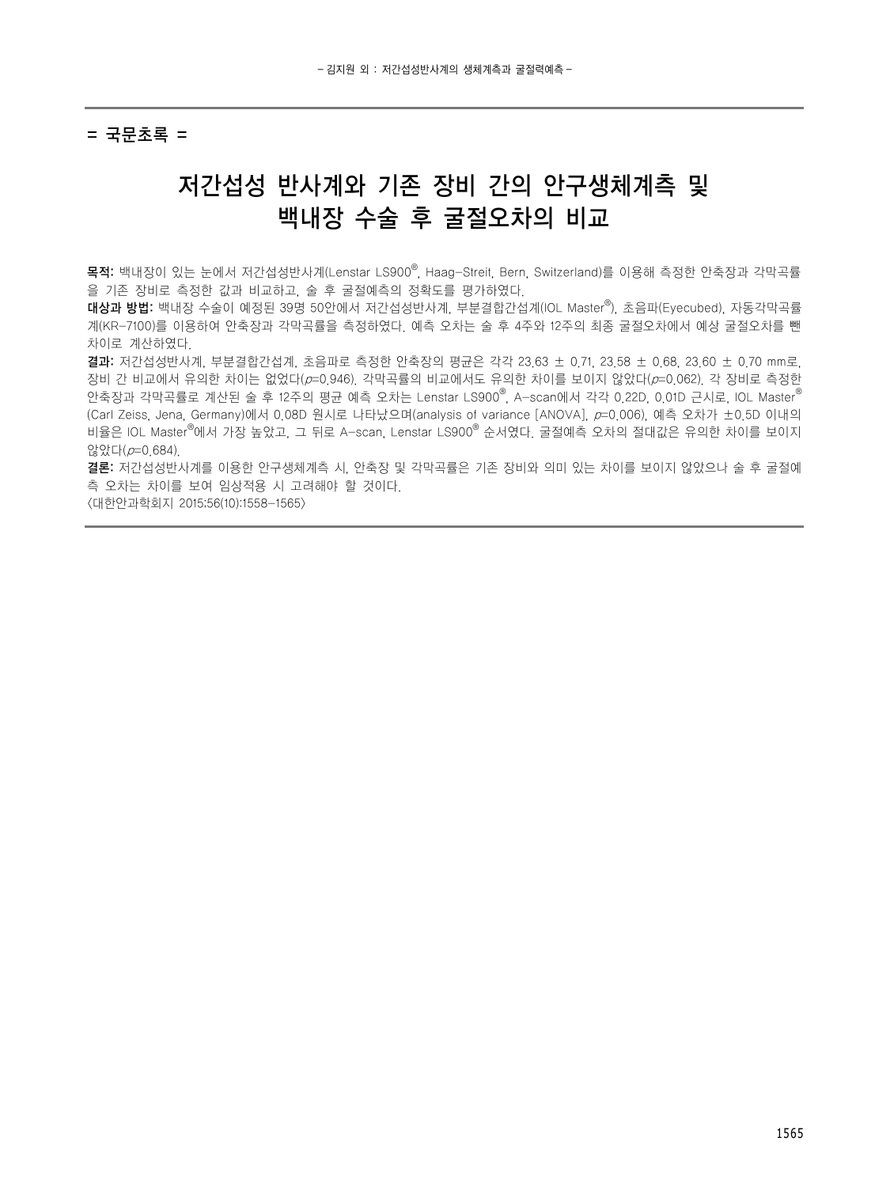= 국문초록 =

# 저간섭성 반사계와 기존 장비 간의 안구생체계측 및 백내장 수술 후 굴절오차의 비교

**목적:** 백내장이 있는 눈에서 저간섭성반사계(Lenstar LS900®, Haag-Streit, Bern, Switzerland)를 이용해 측정한 안축장과 각막곡률을 기존 장비로 측정한 값과 비교하고, 술 후 굴절예측의 정확도를 평가하였다.

**대상과 방법:** 백내장 수술이 예정된 39명 50안에서 저간섭성반사계, 부분결합간섭계(IOL Master®), 초음파(Eyecubed), 자동각막곡률계(KR-7100)를 이용하여 안축장과 각막곡률을 측정하였다. 예측 오차는 술 후 4주와 12주의 최종 굴절오차에서 예상 굴절오차를 뺀 차이로 계산하였다.

**결과:** 저간섭성반사계, 부분결합간섭계, 초음파로 측정한 안축장의 평균은 각각 23.63 ± 0.71, 23.58 ± 0.68, 23.60 ± 0.70 mm로, 장비 간 비교에서 유의한 차이는 없었다($p$=0.946). 각막곡률의 비교에서도 유의한 차이를 보이지 않았다($p$=0.062). 각 장비로 측정한 안축장과 각막곡률로 계산된 술 후 12주의 평균 예측 오차는 Lenstar LS900®, A-scan에서 각각 0.22D, 0.01D 근시로, IOL Master® (Carl Zeiss, Jena, Germany)에서 0.08D 원시로 나타났으며(analysis of variance [ANOVA], $p$=0.006), 예측 오차가 ±0.5D 이내의 비율은 IOL Master®에서 가장 높았고, 그 뒤로 A-scan, Lenstar LS900® 순서였다. 굴절예측 오차의 절대값은 유의한 차이를 보이지 않았다($p$=0.684).

**결론:** 저간섭성반사계를 이용한 안구생체계측 시, 안축장 및 각막곡률은 기존 장비와 의미 있는 차이를 보이지 않았으나 술 후 굴절예측 오차는 차이를 보여 임상적용 시 고려해야 할 것이다.

〈대한안과학회지 2015;56(10):1558-1565〉